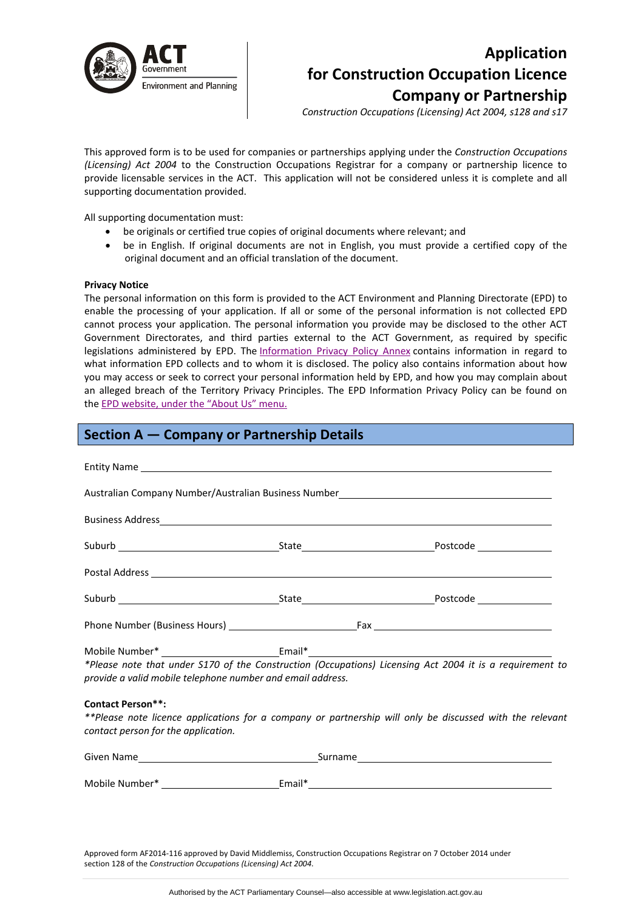# Application for Construction Occupation Licence Company or Partnership

*Construction Occupations (Licensing) Act 2004, s128 and s17*

This approved form is to be used for companies or partnerships applying under the *Construction Occupations (Licensing) Act 2004* to the Construction Occupations Registrar for a company or partnership licence to provide licensable services in the ACT. This application will not be considered unless it is complete and all supporting documentation provided.

All supporting documentation must:

- be originals or certified true copies of original documents where relevant; and
- be in English. If original documents are not in English, you must provide a certified copy of the original document and an official translation of the document.

**Privacy Notice**

The personal information on this form is provided to the ACT Environment and Planning Directorate (EPD) to enable the processing of your application. If all or some of the personal information is not collected EPD cannot process your application. The personal information you provide may be disclosed to the other ACT Government Directorates, and third parties external to the ACT Government, as required by specific legislations administered by EPD. The Information Privacy Policy Annex contains information in regard to what information EPD collects and to whom it is disclosed. The policy also contains information about how you may access or seek to correct your personal information held by EPD, and how you may complain about an alleged breach of the Territory Privacy Principles. The EPD Information Privacy Policy can be found on the EPD website, under the "About Us" menu.

## Section A — Company or Partnership Details

Entity Name ____________________

Australian Company Number/Australian Business Number ____________________

Business Address ____________________

Suburb ____________ State ____________ Postcode ____________

Postal Address ____________________

Suburb ____________ State ____________ Postcode ____________

Phone Number (Business Hours) ____________ Fax ____________

Mobile Number* ____________ Email* ____________

*\*Please note that under S170 of the Construction (Occupations) Licensing Act 2004 it is a requirement to provide a valid mobile telephone number and email address.*

**Contact Person\*\*:**

*\*\*Please note licence applications for a company or partnership will only be discussed with the relevant contact person for the application.*

Given Name ____________ Surname ____________

Mobile Number* ____________ Email* ____________

Approved form AF2014-116 approved by David Middlemiss, Construction Occupations Registrar on 7 October 2014 under section 128 of the *Construction Occupations (Licensing) Act 2004*.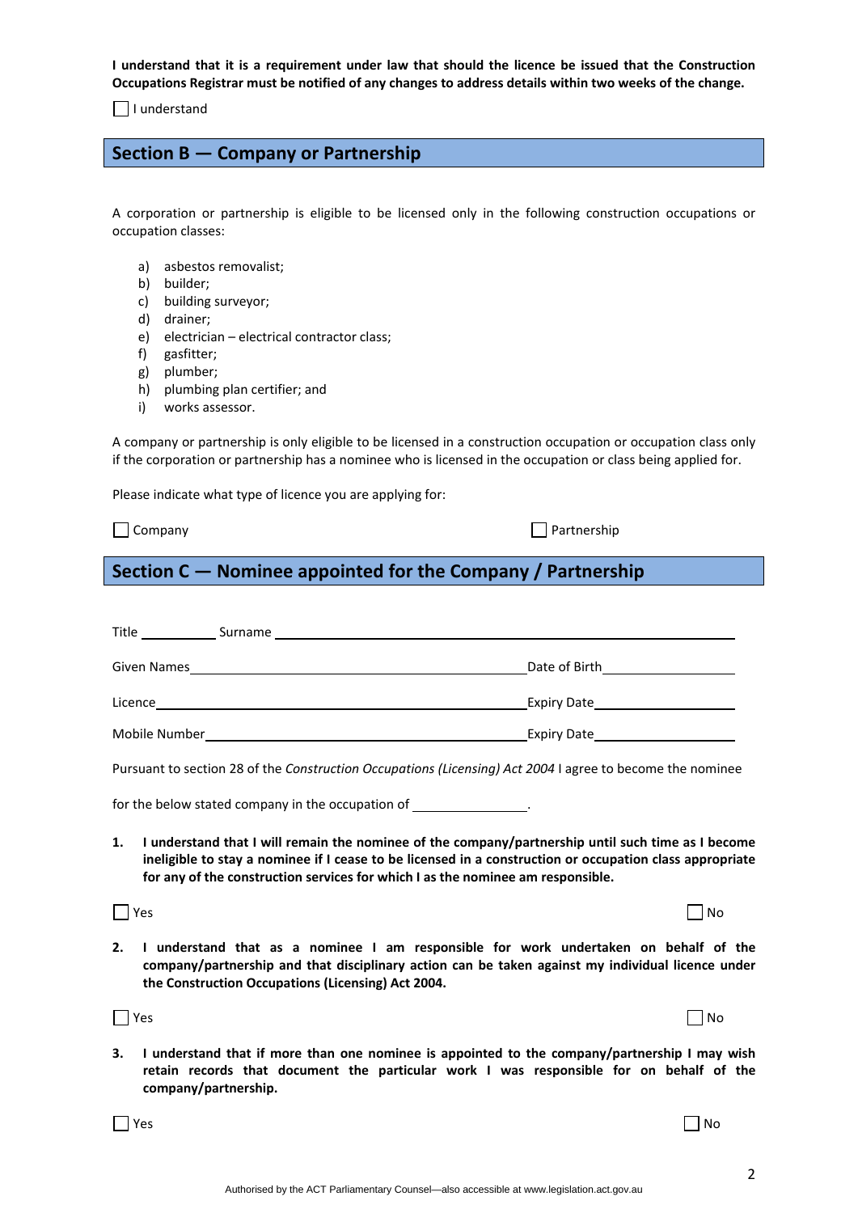**I understand that it is a requirement under law that should the licence be issued that the Construction Occupations Registrar must be notified of any changes to address details within two weeks of the change.**

☐ I understand

## Section B — Company or Partnership

A corporation or partnership is eligible to be licensed only in the following construction occupations or occupation classes:

a) asbestos removalist;
b) builder;
c) building surveyor;
d) drainer;
e) electrician – electrical contractor class;
f) gasfitter;
g) plumber;
h) plumbing plan certifier; and
i) works assessor.

A company or partnership is only eligible to be licensed in a construction occupation or occupation class only if the corporation or partnership has a nominee who is licensed in the occupation or class being applied for.

Please indicate what type of licence you are applying for:

☐ Company ☐ Partnership

## Section C — Nominee appointed for the Company / Partnership

Title ________ Surname ________________________________

Given Names ________________________________ Date of Birth ________________

Licence ________________________________ Expiry Date ________________

Mobile Number ________________________________ Expiry Date ________________

Pursuant to section 28 of the *Construction Occupations (Licensing) Act 2004* I agree to become the nominee

for the below stated company in the occupation of ________________.

1. **I understand that I will remain the nominee of the company/partnership until such time as I become ineligible to stay a nominee if I cease to be licensed in a construction or occupation class appropriate for any of the construction services for which I as the nominee am responsible.**

☐ Yes ☐ No

2. **I understand that as a nominee I am responsible for work undertaken on behalf of the company/partnership and that disciplinary action can be taken against my individual licence under the Construction Occupations (Licensing) Act 2004.**

☐ Yes ☐ No

3. **I understand that if more than one nominee is appointed to the company/partnership I may wish retain records that document the particular work I was responsible for on behalf of the company/partnership.**

☐ Yes ☐ No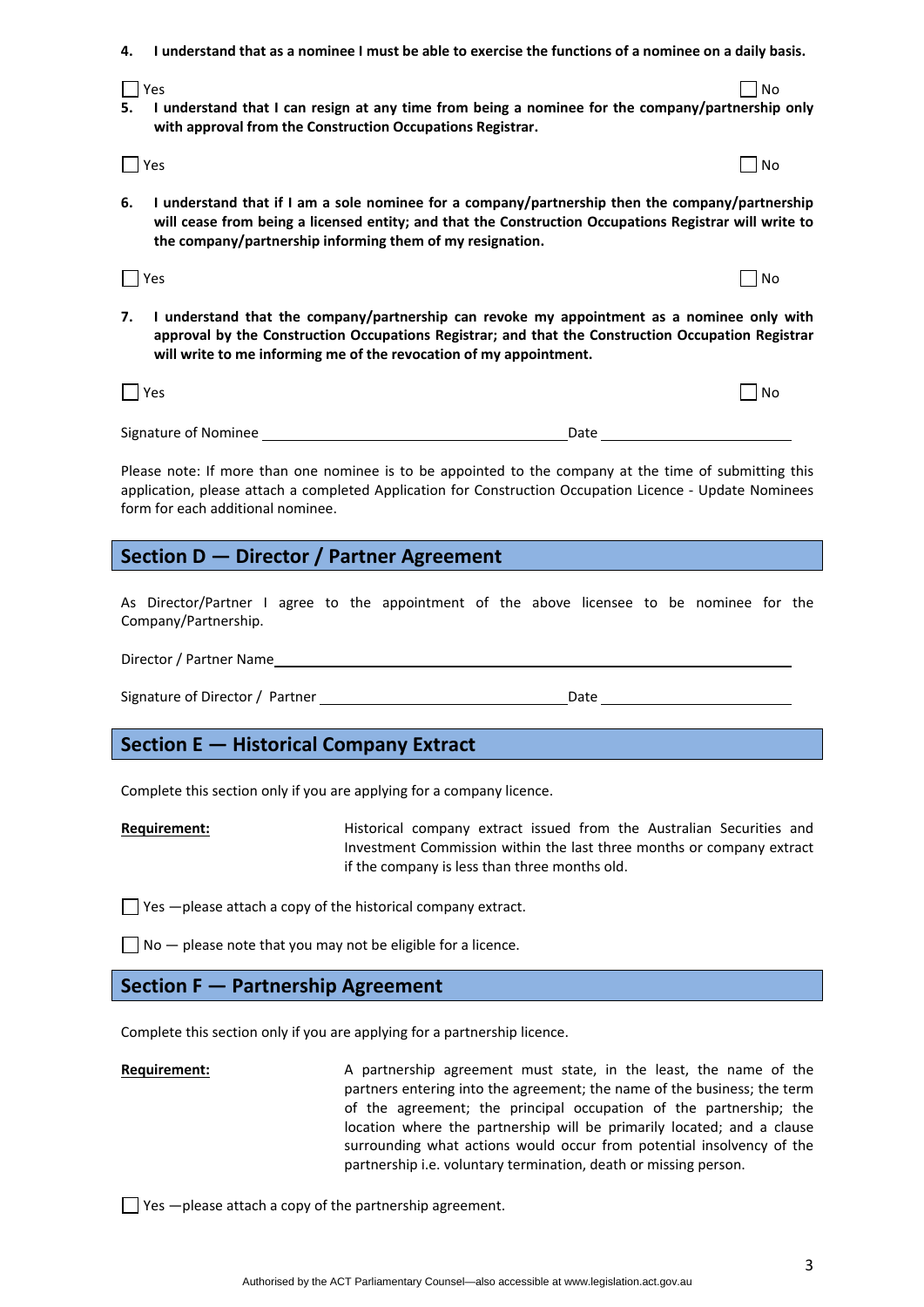**4. I understand that as a nominee I must be able to exercise the functions of a nominee on a daily basis.**

☐ Yes ☐ No

**5. I understand that I can resign at any time from being a nominee for the company/partnership only with approval from the Construction Occupations Registrar.**

☐ Yes ☐ No

**6. I understand that if I am a sole nominee for a company/partnership then the company/partnership will cease from being a licensed entity; and that the Construction Occupations Registrar will write to the company/partnership informing them of my resignation.**

☐ Yes ☐ No

**7. I understand that the company/partnership can revoke my appointment as a nominee only with approval by the Construction Occupations Registrar; and that the Construction Occupation Registrar will write to me informing me of the revocation of my appointment.**

☐ Yes ☐ No

Signature of Nominee ______________________________ Date ____________________

Please note: If more than one nominee is to be appointed to the company at the time of submitting this application, please attach a completed Application for Construction Occupation Licence - Update Nominees form for each additional nominee.

## Section D — Director / Partner Agreement

As Director/Partner I agree to the appointment of the above licensee to be nominee for the Company/Partnership.

Director / Partner Name ________________________________________________

Signature of Director / Partner ______________________________ Date ____________________

## Section E — Historical Company Extract

Complete this section only if you are applying for a company licence.

**Requirement:** Historical company extract issued from the Australian Securities and Investment Commission within the last three months or company extract if the company is less than three months old.

☐ Yes —please attach a copy of the historical company extract.

☐ No — please note that you may not be eligible for a licence.

## Section F — Partnership Agreement

Complete this section only if you are applying for a partnership licence.

**Requirement:** A partnership agreement must state, in the least, the name of the partners entering into the agreement; the name of the business; the term of the agreement; the principal occupation of the partnership; the location where the partnership will be primarily located; and a clause surrounding what actions would occur from potential insolvency of the partnership i.e. voluntary termination, death or missing person.

☐ Yes —please attach a copy of the partnership agreement.

Authorised by the ACT Parliamentary Counsel—also accessible at www.legislation.act.gov.au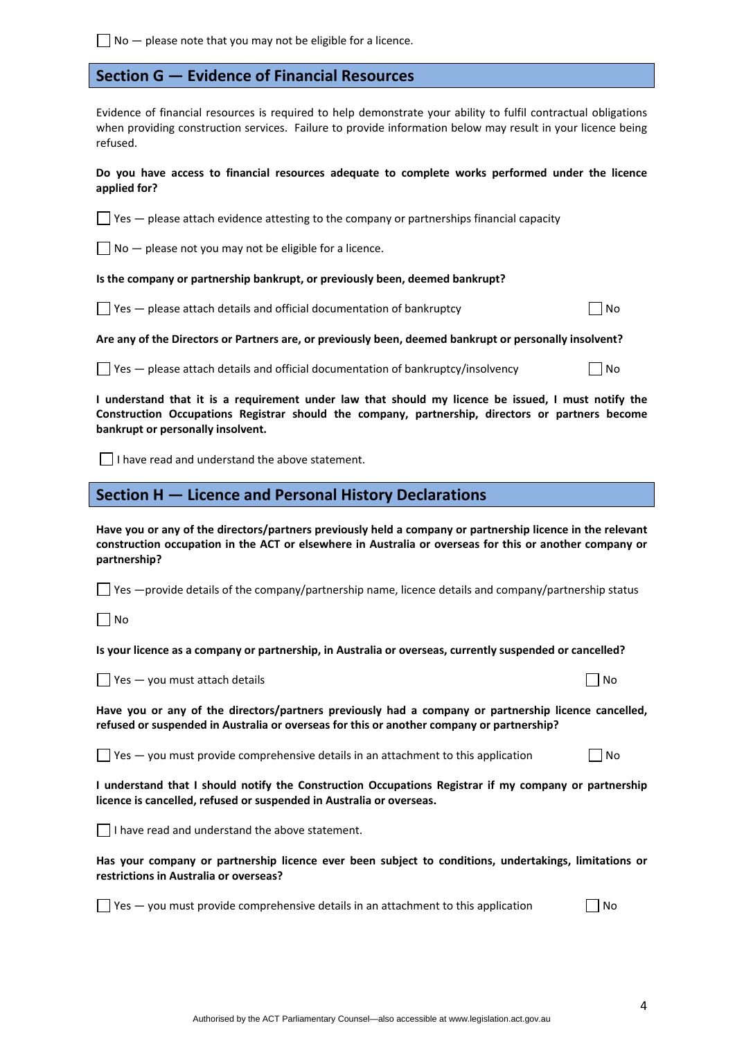☐ No — please note that you may not be eligible for a licence.

## Section G — Evidence of Financial Resources

Evidence of financial resources is required to help demonstrate your ability to fulfil contractual obligations when providing construction services. Failure to provide information below may result in your licence being refused.

**Do you have access to financial resources adequate to complete works performed under the licence applied for?**

☐ Yes — please attach evidence attesting to the company or partnerships financial capacity

☐ No — please not you may not be eligible for a licence.

**Is the company or partnership bankrupt, or previously been, deemed bankrupt?**

☐ Yes — please attach details and official documentation of bankruptcy ☐ No

**Are any of the Directors or Partners are, or previously been, deemed bankrupt or personally insolvent?**

☐ Yes — please attach details and official documentation of bankruptcy/insolvency ☐ No

**I understand that it is a requirement under law that should my licence be issued, I must notify the Construction Occupations Registrar should the company, partnership, directors or partners become bankrupt or personally insolvent.**

☐ I have read and understand the above statement.

## Section H — Licence and Personal History Declarations

**Have you or any of the directors/partners previously held a company or partnership licence in the relevant construction occupation in the ACT or elsewhere in Australia or overseas for this or another company or partnership?**

☐ Yes —provide details of the company/partnership name, licence details and company/partnership status

☐ No

**Is your licence as a company or partnership, in Australia or overseas, currently suspended or cancelled?**

☐ Yes — you must attach details ☐ No

**Have you or any of the directors/partners previously had a company or partnership licence cancelled, refused or suspended in Australia or overseas for this or another company or partnership?**

☐ Yes — you must provide comprehensive details in an attachment to this application ☐ No

**I understand that I should notify the Construction Occupations Registrar if my company or partnership licence is cancelled, refused or suspended in Australia or overseas.**

☐ I have read and understand the above statement.

**Has your company or partnership licence ever been subject to conditions, undertakings, limitations or restrictions in Australia or overseas?**

☐ Yes — you must provide comprehensive details in an attachment to this application ☐ No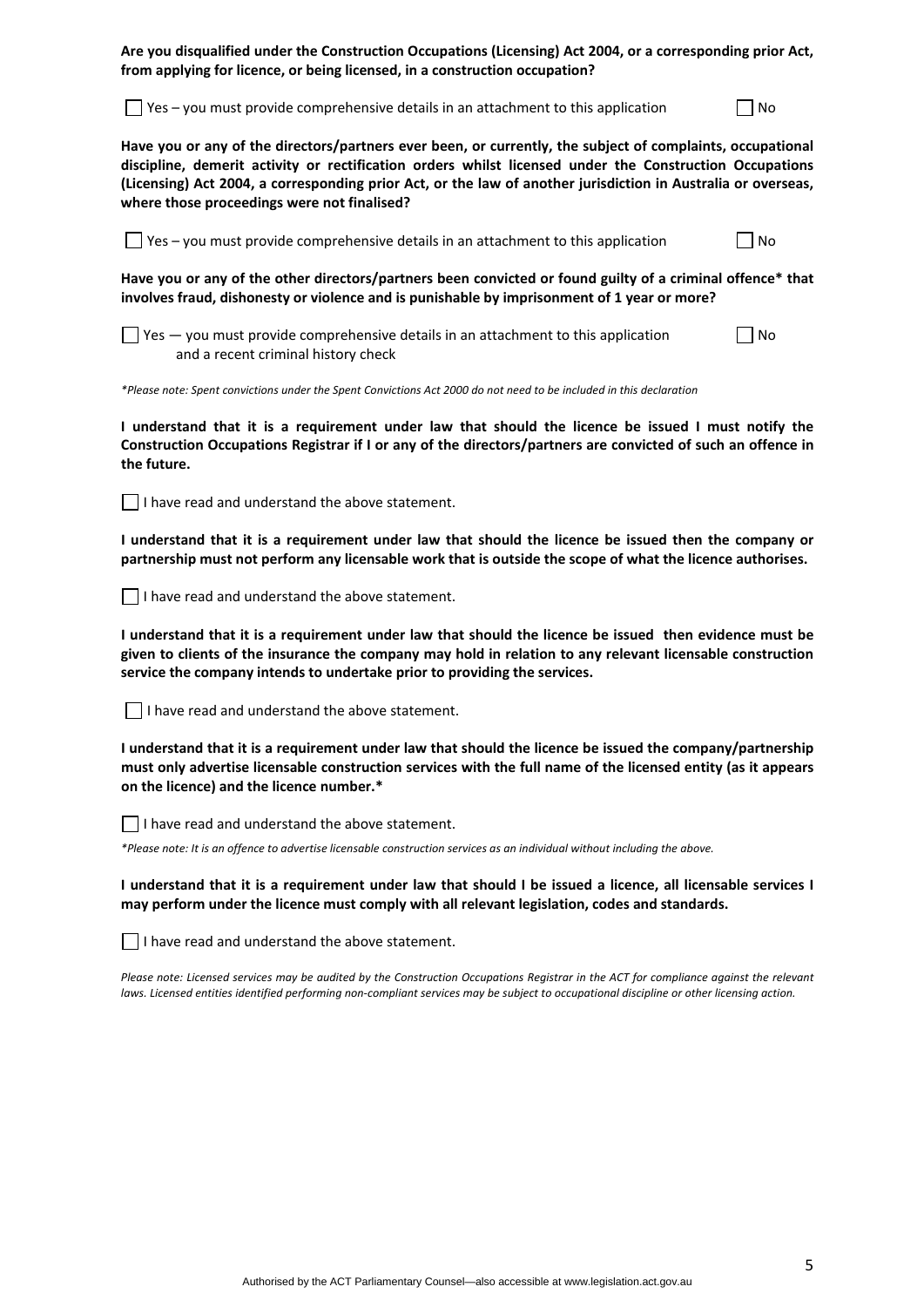**Are you disqualified under the Construction Occupations (Licensing) Act 2004, or a corresponding prior Act, from applying for licence, or being licensed, in a construction occupation?**

☐ Yes – you must provide comprehensive details in an attachment to this application ☐ No

**Have you or any of the directors/partners ever been, or currently, the subject of complaints, occupational discipline, demerit activity or rectification orders whilst licensed under the Construction Occupations (Licensing) Act 2004, a corresponding prior Act, or the law of another jurisdiction in Australia or overseas, where those proceedings were not finalised?**

☐ Yes – you must provide comprehensive details in an attachment to this application ☐ No

**Have you or any of the other directors/partners been convicted or found guilty of a criminal offence* that involves fraud, dishonesty or violence and is punishable by imprisonment of 1 year or more?**

☐ Yes — you must provide comprehensive details in an attachment to this application and a recent criminal history check ☐ No

*\*Please note: Spent convictions under the Spent Convictions Act 2000 do not need to be included in this declaration*

**I understand that it is a requirement under law that should the licence be issued I must notify the Construction Occupations Registrar if I or any of the directors/partners are convicted of such an offence in the future.**

☐ I have read and understand the above statement.

**I understand that it is a requirement under law that should the licence be issued then the company or partnership must not perform any licensable work that is outside the scope of what the licence authorises.**

☐ I have read and understand the above statement.

**I understand that it is a requirement under law that should the licence be issued then evidence must be given to clients of the insurance the company may hold in relation to any relevant licensable construction service the company intends to undertake prior to providing the services.**

☐ I have read and understand the above statement.

**I understand that it is a requirement under law that should the licence be issued the company/partnership must only advertise licensable construction services with the full name of the licensed entity (as it appears on the licence) and the licence number.***

☐ I have read and understand the above statement.

*\*Please note: It is an offence to advertise licensable construction services as an individual without including the above.*

**I understand that it is a requirement under law that should I be issued a licence, all licensable services I may perform under the licence must comply with all relevant legislation, codes and standards.**

☐ I have read and understand the above statement.

*Please note: Licensed services may be audited by the Construction Occupations Registrar in the ACT for compliance against the relevant laws. Licensed entities identified performing non-compliant services may be subject to occupational discipline or other licensing action.*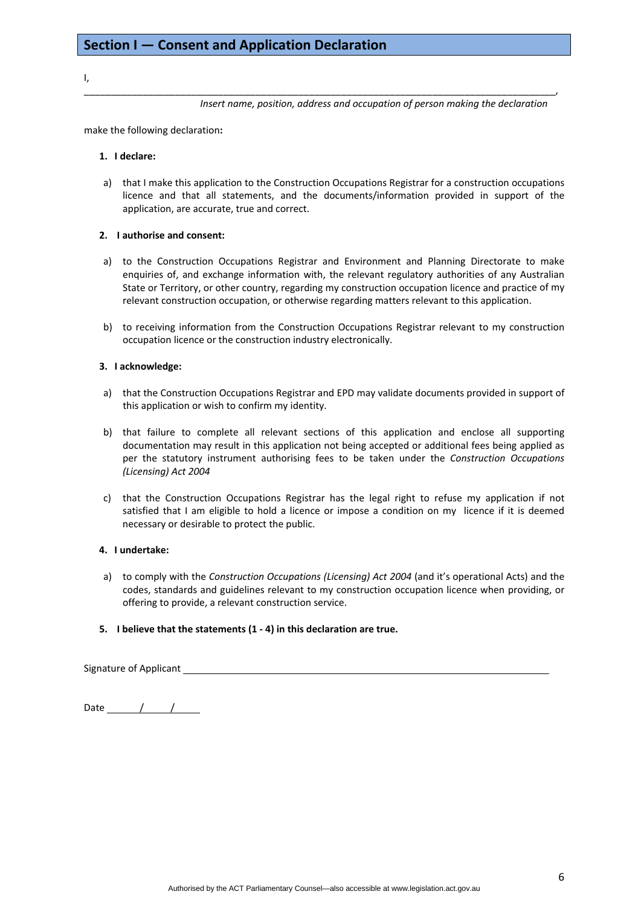## Section I — Consent and Application Declaration

I,

_______________________________________________________________________________________,

*Insert name, position, address and occupation of person making the declaration*

make the following declaration**:**

1. **I declare:**

   a) that I make this application to the Construction Occupations Registrar for a construction occupations licence and that all statements, and the documents/information provided in support of the application, are accurate, true and correct.

2. **I authorise and consent:**

   a) to the Construction Occupations Registrar and Environment and Planning Directorate to make enquiries of, and exchange information with, the relevant regulatory authorities of any Australian State or Territory, or other country, regarding my construction occupation licence and practice of my relevant construction occupation, or otherwise regarding matters relevant to this application.

   b) to receiving information from the Construction Occupations Registrar relevant to my construction occupation licence or the construction industry electronically.

3. **I acknowledge:**

   a) that the Construction Occupations Registrar and EPD may validate documents provided in support of this application or wish to confirm my identity.

   b) that failure to complete all relevant sections of this application and enclose all supporting documentation may result in this application not being accepted or additional fees being applied as per the statutory instrument authorising fees to be taken under the *Construction Occupations (Licensing) Act 2004*

   c) that the Construction Occupations Registrar has the legal right to refuse my application if not satisfied that I am eligible to hold a licence or impose a condition on my licence if it is deemed necessary or desirable to protect the public.

4. **I undertake:**

   a) to comply with the *Construction Occupations (Licensing) Act 2004* (and it's operational Acts) and the codes, standards and guidelines relevant to my construction occupation licence when providing, or offering to provide, a relevant construction service.

5. **I believe that the statements (1 - 4) in this declaration are true.**

Signature of Applicant ____________________________________________

Date ____/____/____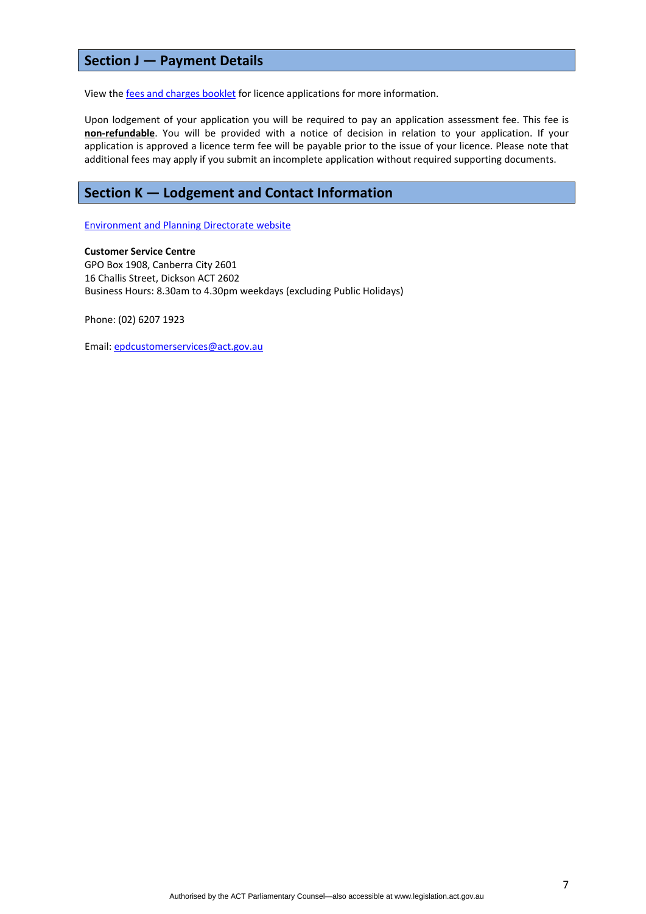## Section J — Payment Details

View the fees and charges booklet for licence applications for more information.

Upon lodgement of your application you will be required to pay an application assessment fee. This fee is **non-refundable**. You will be provided with a notice of decision in relation to your application. If your application is approved a licence term fee will be payable prior to the issue of your licence. Please note that additional fees may apply if you submit an incomplete application without required supporting documents.

## Section K — Lodgement and Contact Information

Environment and Planning Directorate website

**Customer Service Centre**
GPO Box 1908, Canberra City 2601
16 Challis Street, Dickson ACT 2602
Business Hours: 8.30am to 4.30pm weekdays (excluding Public Holidays)

Phone: (02) 6207 1923

Email: epdcustomerservices@act.gov.au